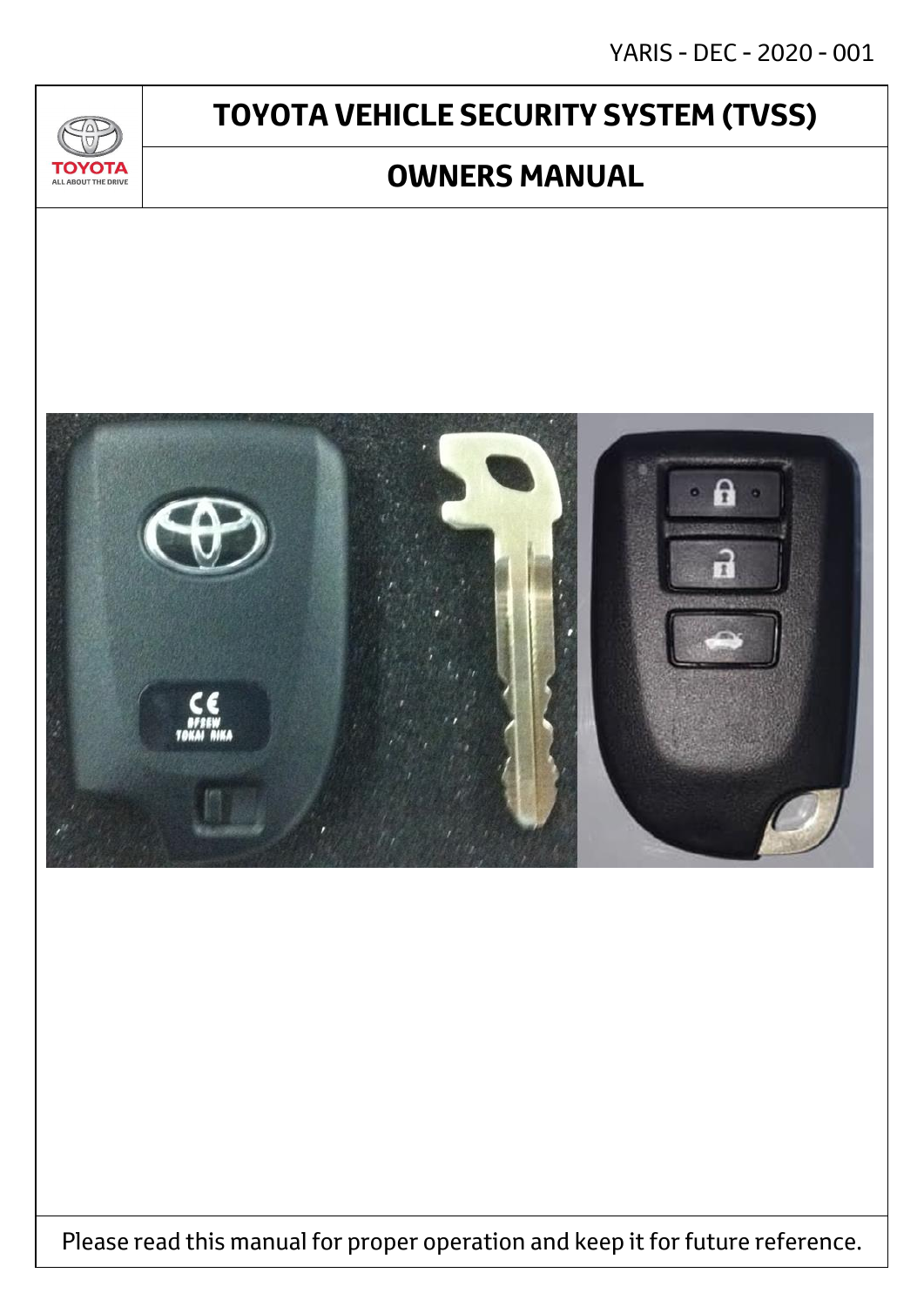YARIS - DEC - 2020 - 001

TOYOTA
ALL ABOUT THE DRIVE

# TOYOTA VEHICLE SECURITY SYSTEM (TVSS)

## OWNERS MANUAL

Please read this manual for proper operation and keep it for future reference.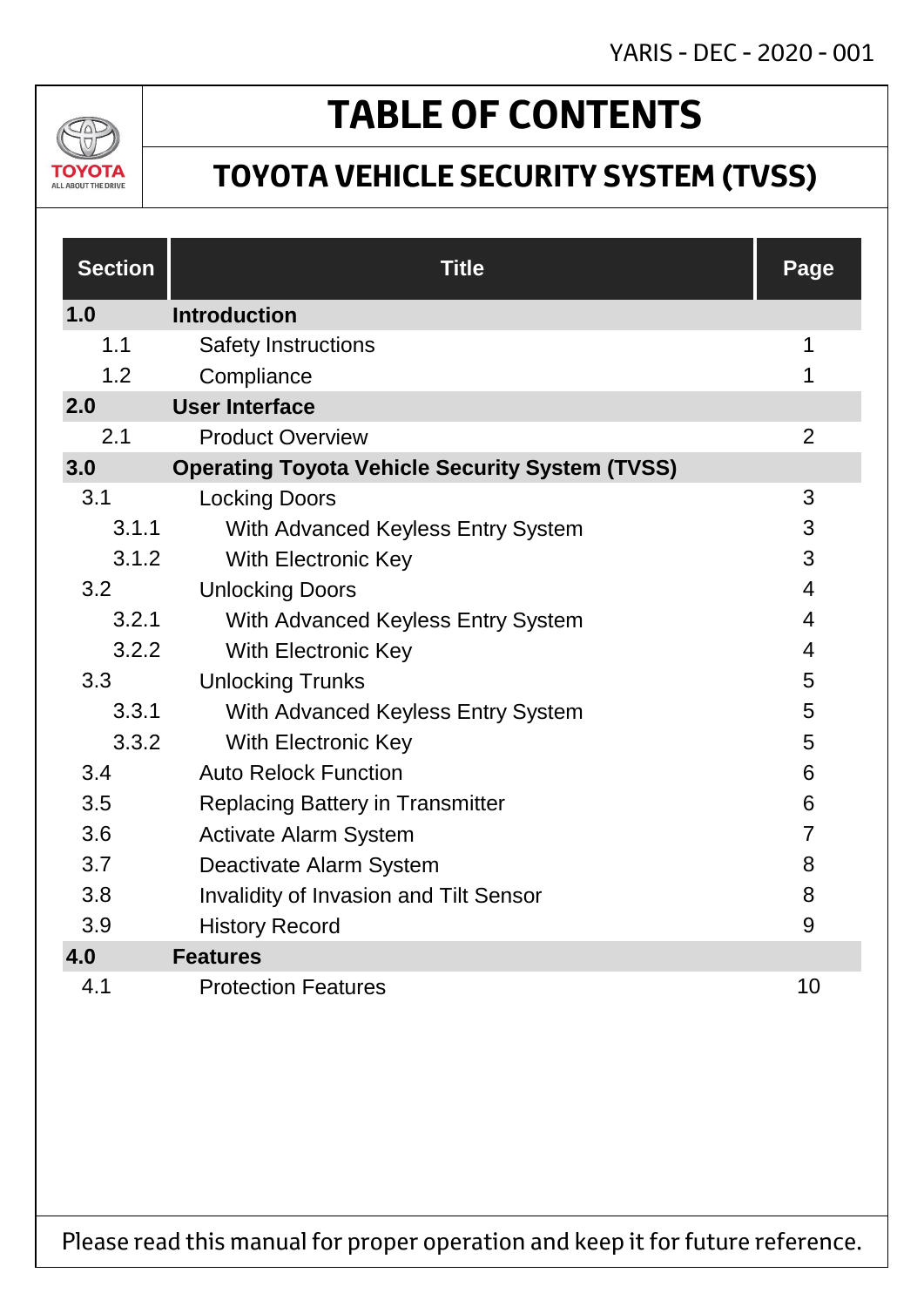YARIS - DEC - 2020 - 001

# TABLE OF CONTENTS

## TOYOTA VEHICLE SECURITY SYSTEM (TVSS)

| Section | Title | Page |
|---|---|---|
| **1.0** | **Introduction** | |
| 1.1 | Safety Instructions | 1 |
| 1.2 | Compliance | 1 |
| **2.0** | **User Interface** | |
| 2.1 | Product Overview | 2 |
| **3.0** | **Operating Toyota Vehicle Security System (TVSS)** | |
| 3.1 | Locking Doors | 3 |
| 3.1.1 | With Advanced Keyless Entry System | 3 |
| 3.1.2 | With Electronic Key | 3 |
| 3.2 | Unlocking Doors | 4 |
| 3.2.1 | With Advanced Keyless Entry System | 4 |
| 3.2.2 | With Electronic Key | 4 |
| 3.3 | Unlocking Trunks | 5 |
| 3.3.1 | With Advanced Keyless Entry System | 5 |
| 3.3.2 | With Electronic Key | 5 |
| 3.4 | Auto Relock Function | 6 |
| 3.5 | Replacing Battery in Transmitter | 6 |
| 3.6 | Activate Alarm System | 7 |
| 3.7 | Deactivate Alarm System | 8 |
| 3.8 | Invalidity of Invasion and Tilt Sensor | 8 |
| 3.9 | History Record | 9 |
| **4.0** | **Features** | |
| 4.1 | Protection Features | 10 |

Please read this manual for proper operation and keep it for future reference.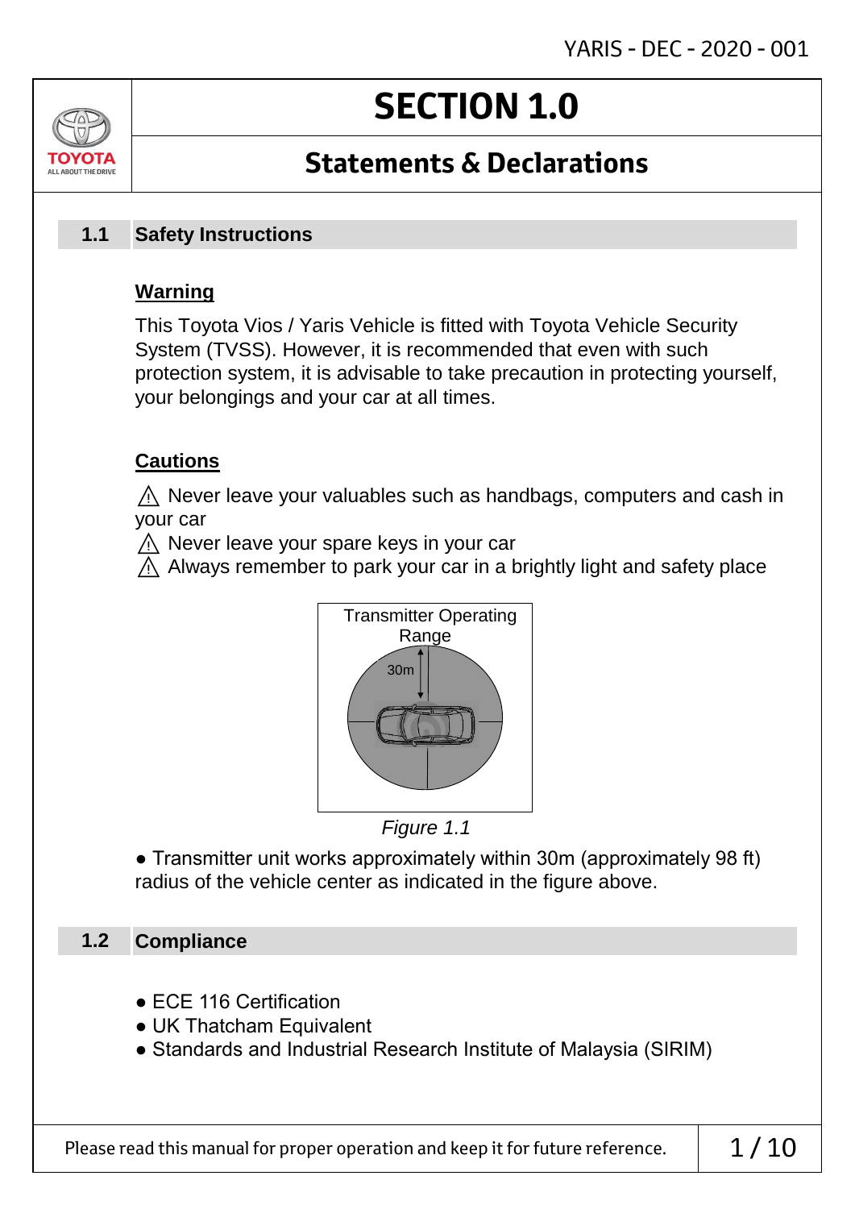# SECTION 1.0

## Statements & Declarations

### 1.1 Safety Instructions

**Warning**

This Toyota Vios / Yaris Vehicle is fitted with Toyota Vehicle Security System (TVSS). However, it is recommended that even with such protection system, it is advisable to take precaution in protecting yourself, your belongings and your car at all times.

**Cautions**

⚠ Never leave your valuables such as handbags, computers and cash in your car
⚠ Never leave your spare keys in your car
⚠ Always remember to park your car in a brightly light and safety place

Transmitter Operating Range

30m

*Figure 1.1*

- Transmitter unit works approximately within 30m (approximately 98 ft) radius of the vehicle center as indicated in the figure above.

### 1.2 Compliance

- ECE 116 Certification
- UK Thatcham Equivalent
- Standards and Industrial Research Institute of Malaysia (SIRIM)

Please read this manual for proper operation and keep it for future reference.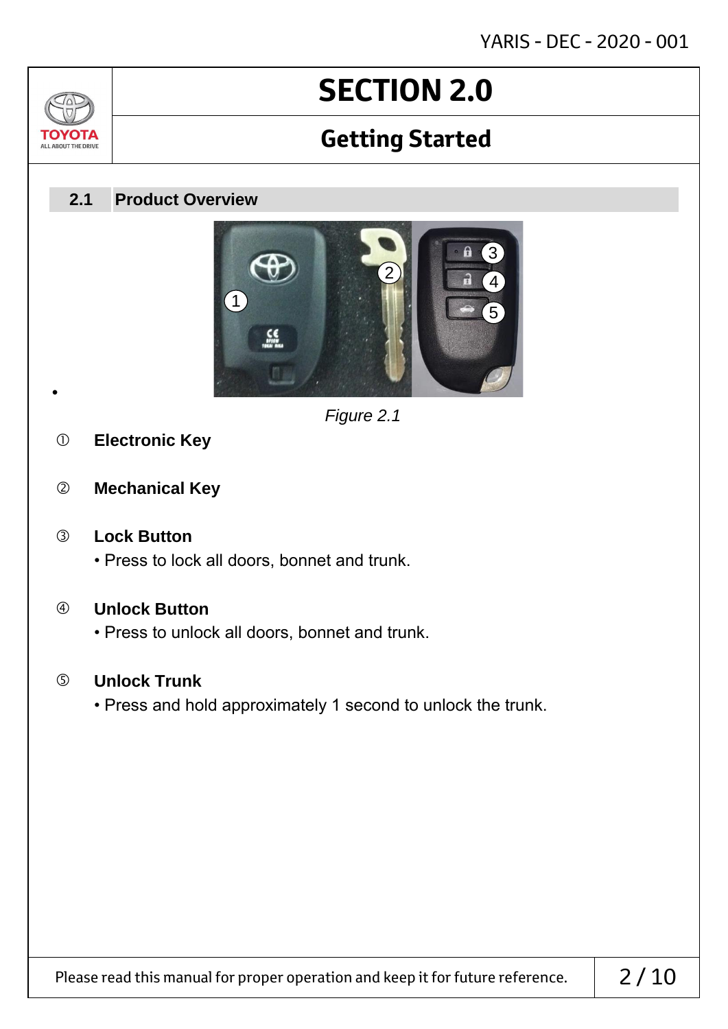# SECTION 2.0

## Getting Started

### 2.1 Product Overview

*Figure 2.1*

① **Electronic Key**

② **Mechanical Key**

③ **Lock Button**

• Press to lock all doors, bonnet and trunk.

④ **Unlock Button**

• Press to unlock all doors, bonnet and trunk.

⑤ **Unlock Trunk**

• Press and hold approximately 1 second to unlock the trunk.

Please read this manual for proper operation and keep it for future reference.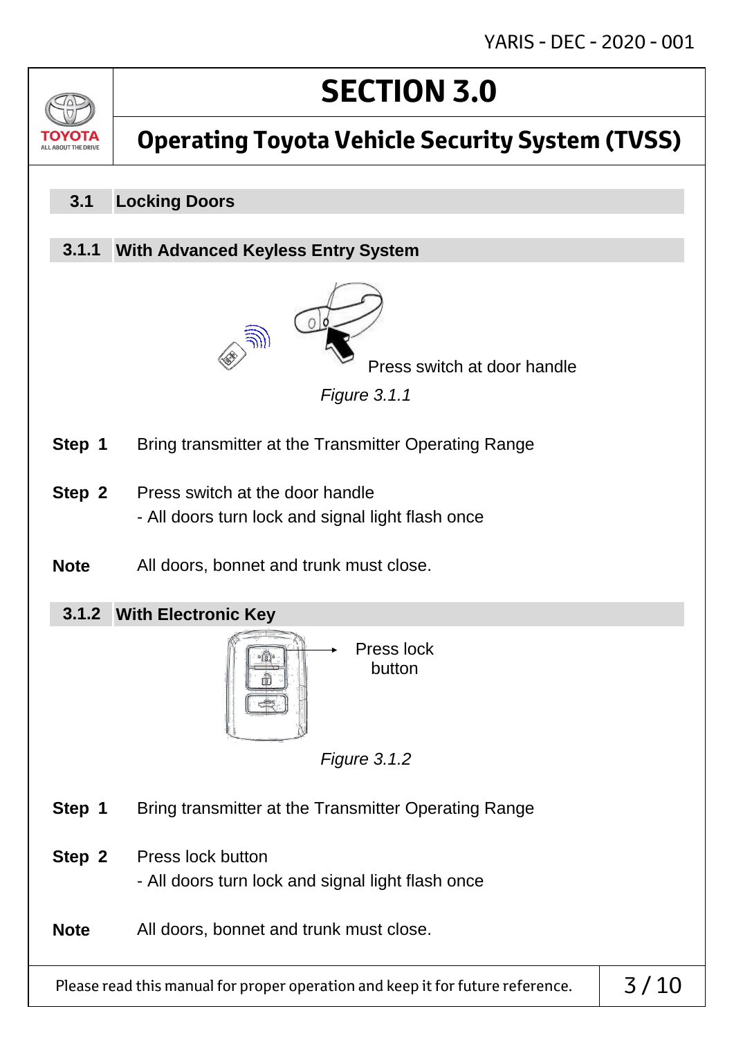# SECTION 3.0

## Operating Toyota Vehicle Security System (TVSS)

### 3.1 Locking Doors

#### 3.1.1 With Advanced Keyless Entry System

Press switch at door handle

*Figure 3.1.1*

**Step 1** Bring transmitter at the Transmitter Operating Range

**Step 2** Press switch at the door handle
- All doors turn lock and signal light flash once

**Note** All doors, bonnet and trunk must close.

#### 3.1.2 With Electronic Key

Press lock button

*Figure 3.1.2*

**Step 1** Bring transmitter at the Transmitter Operating Range

**Step 2** Press lock button
- All doors turn lock and signal light flash once

**Note** All doors, bonnet and trunk must close.

Please read this manual for proper operation and keep it for future reference.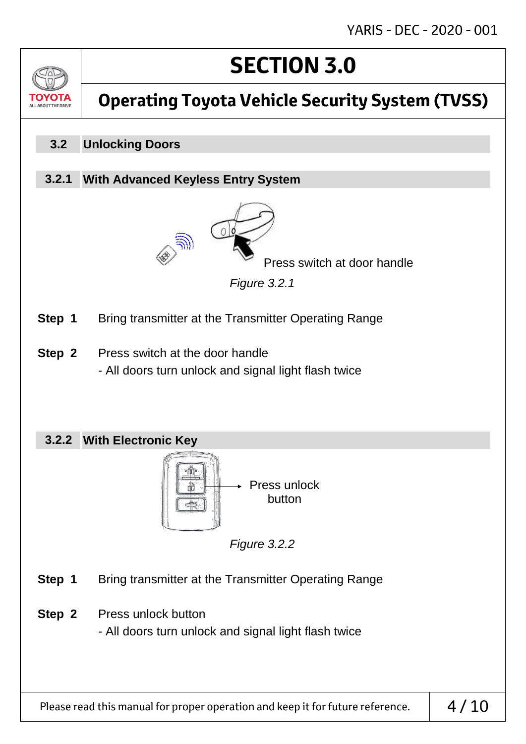# SECTION 3.0

## Operating Toyota Vehicle Security System (TVSS)

### 3.2 Unlocking Doors

#### 3.2.1 With Advanced Keyless Entry System

Press switch at door handle

*Figure 3.2.1*

**Step 1** Bring transmitter at the Transmitter Operating Range

**Step 2** Press switch at the door handle
- All doors turn unlock and signal light flash twice

#### 3.2.2 With Electronic Key

Press unlock button

*Figure 3.2.2*

**Step 1** Bring transmitter at the Transmitter Operating Range

**Step 2** Press unlock button
- All doors turn unlock and signal light flash twice

Please read this manual for proper operation and keep it for future reference.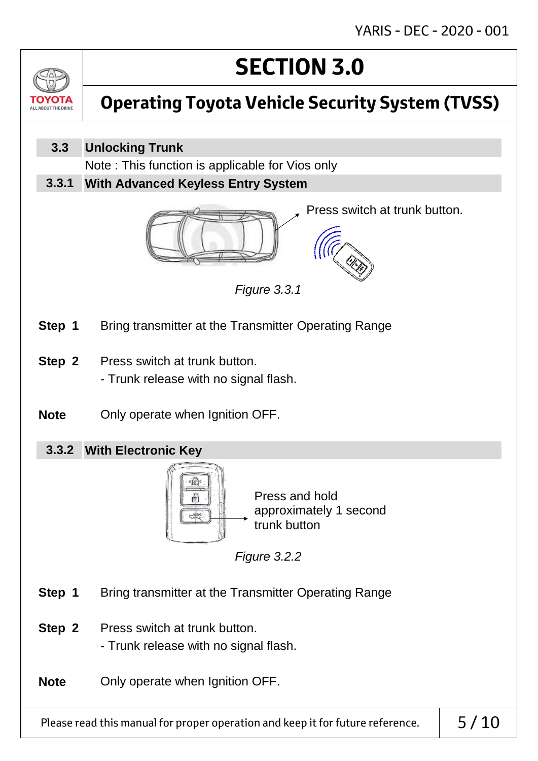# SECTION 3.0

## Operating Toyota Vehicle Security System (TVSS)

### 3.3 Unlocking Trunk

Note : This function is applicable for Vios only

#### 3.3.1 With Advanced Keyless Entry System

Press switch at trunk button.

*Figure 3.3.1*

**Step 1** Bring transmitter at the Transmitter Operating Range

**Step 2** Press switch at trunk button.
- Trunk release with no signal flash.

**Note** Only operate when Ignition OFF.

#### 3.3.2 With Electronic Key

Press and hold approximately 1 second trunk button

*Figure 3.2.2*

**Step 1** Bring transmitter at the Transmitter Operating Range

**Step 2** Press switch at trunk button.
- Trunk release with no signal flash.

**Note** Only operate when Ignition OFF.

Please read this manual for proper operation and keep it for future reference.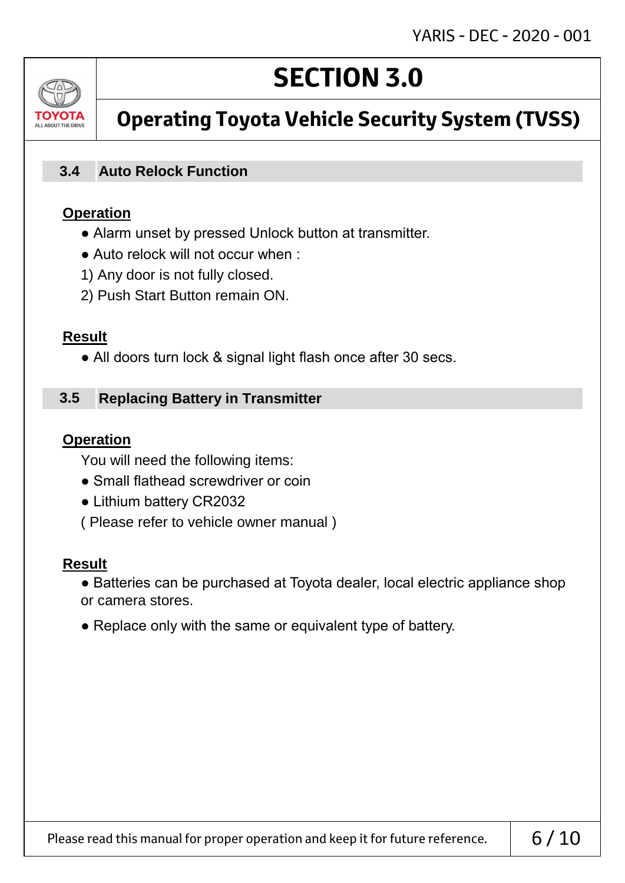# SECTION 3.0

## Operating Toyota Vehicle Security System (TVSS)

### 3.4 Auto Relock Function

**Operation**

- Alarm unset by pressed Unlock button at transmitter.
- Auto relock will not occur when :

1) Any door is not fully closed.

2) Push Start Button remain ON.

**Result**

- All doors turn lock & signal light flash once after 30 secs.

### 3.5 Replacing Battery in Transmitter

**Operation**

You will need the following items:

- Small flathead screwdriver or coin
- Lithium battery CR2032

( Please refer to vehicle owner manual )

**Result**

- Batteries can be purchased at Toyota dealer, local electric appliance shop or camera stores.
- Replace only with the same or equivalent type of battery.

Please read this manual for proper operation and keep it for future reference.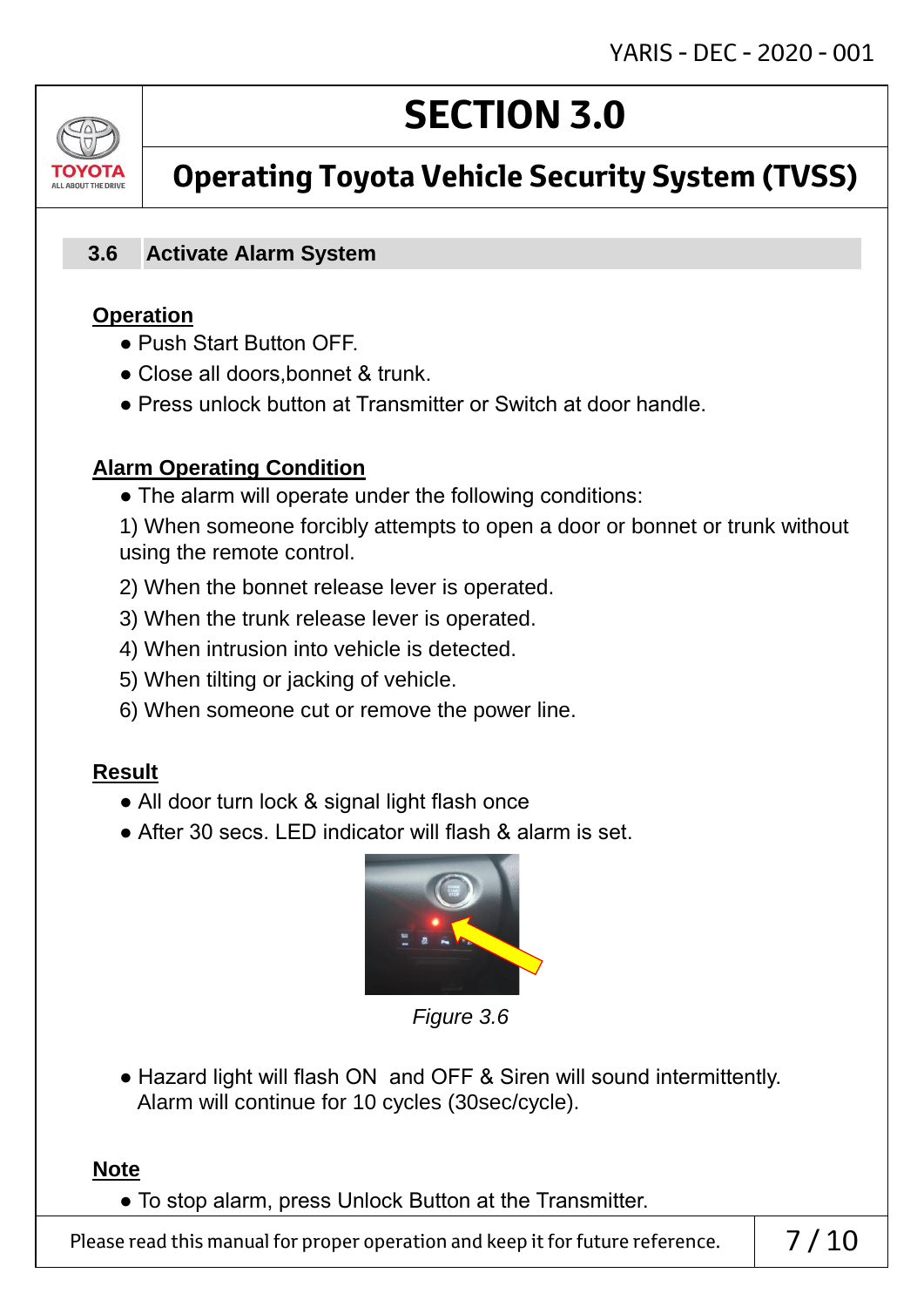# SECTION 3.0

## Operating Toyota Vehicle Security System (TVSS)

### 3.6 Activate Alarm System

**Operation**

- Push Start Button OFF.
- Close all doors,bonnet & trunk.
- Press unlock button at Transmitter or Switch at door handle.

**Alarm Operating Condition**

- The alarm will operate under the following conditions:

1) When someone forcibly attempts to open a door or bonnet or trunk without using the remote control.
2) When the bonnet release lever is operated.
3) When the trunk release lever is operated.
4) When intrusion into vehicle is detected.
5) When tilting or jacking of vehicle.
6) When someone cut or remove the power line.

**Result**

- All door turn lock & signal light flash once
- After 30 secs. LED indicator will flash & alarm is set.

*Figure 3.6*

- Hazard light will flash ON and OFF & Siren will sound intermittently. Alarm will continue for 10 cycles (30sec/cycle).

**Note**

- To stop alarm, press Unlock Button at the Transmitter.

Please read this manual for proper operation and keep it for future reference.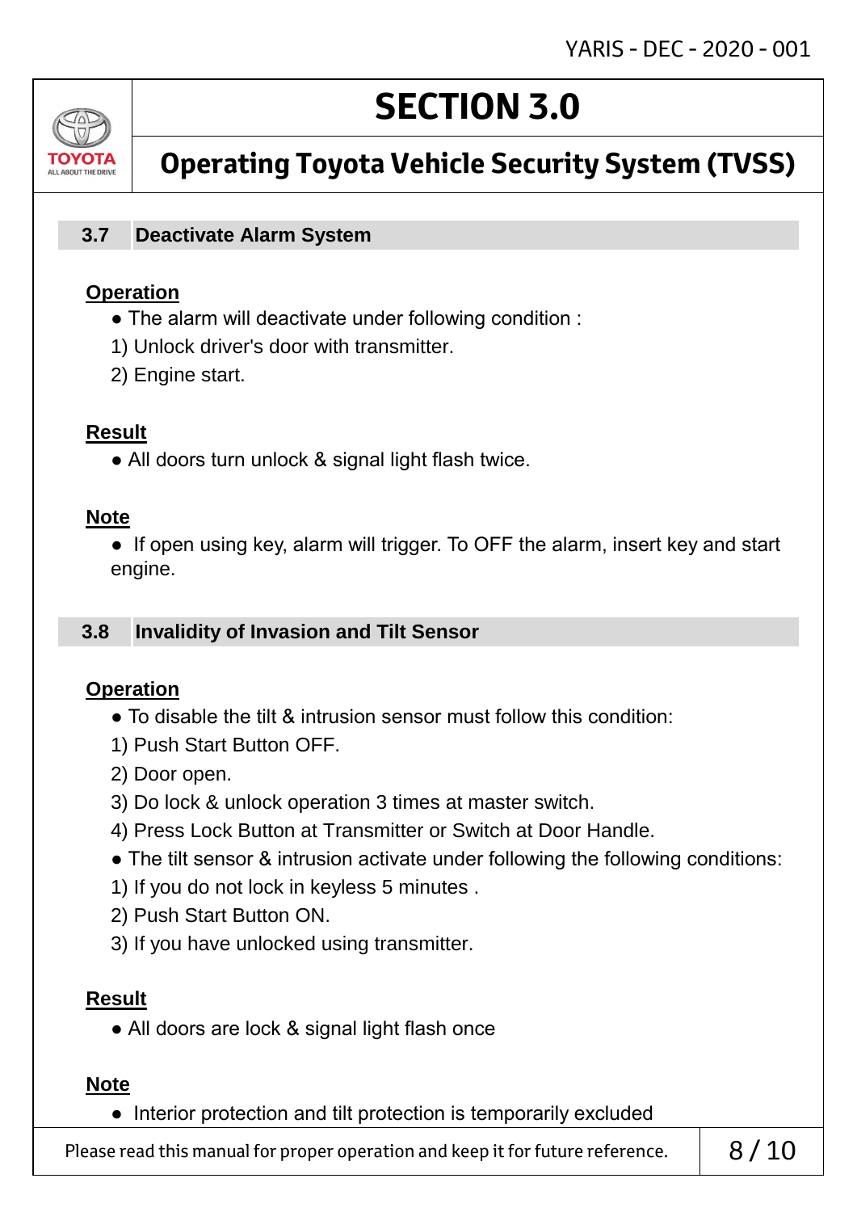# SECTION 3.0

## Operating Toyota Vehicle Security System (TVSS)

### 3.7 Deactivate Alarm System

**Operation**

- The alarm will deactivate under following condition :

1) Unlock driver's door with transmitter.
2) Engine start.

**Result**

- All doors turn unlock & signal light flash twice.

**Note**

- If open using key, alarm will trigger. To OFF the alarm, insert key and start engine.

### 3.8 Invalidity of Invasion and Tilt Sensor

**Operation**

- To disable the tilt & intrusion sensor must follow this condition:

1) Push Start Button OFF.
2) Door open.
3) Do lock & unlock operation 3 times at master switch.
4) Press Lock Button at Transmitter or Switch at Door Handle.

- The tilt sensor & intrusion activate under following the following conditions:

1) If you do not lock in keyless 5 minutes .
2) Push Start Button ON.
3) If you have unlocked using transmitter.

**Result**

- All doors are lock & signal light flash once

**Note**

- Interior protection and tilt protection is temporarily excluded

Please read this manual for proper operation and keep it for future reference.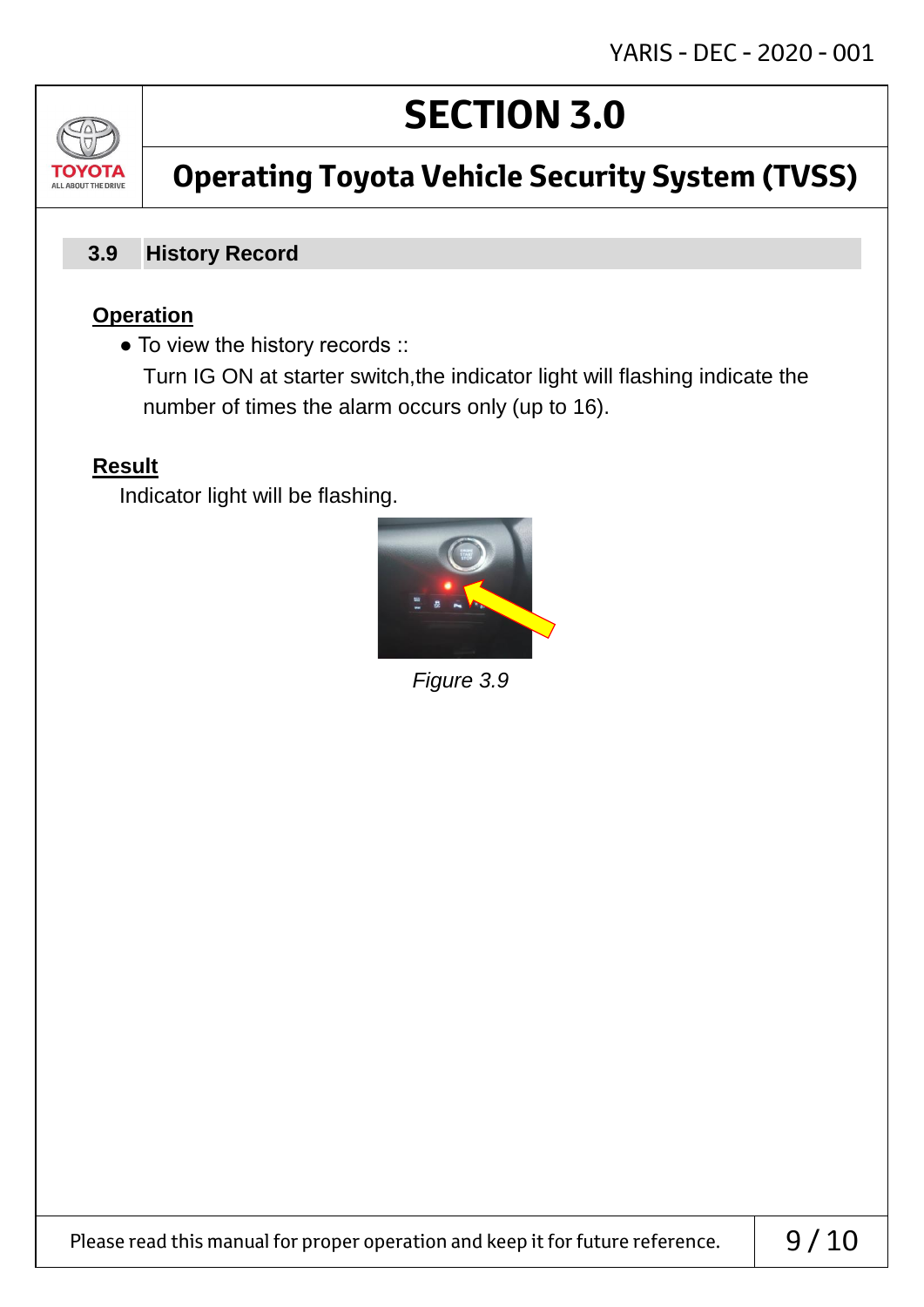# SECTION 3.0

## Operating Toyota Vehicle Security System (TVSS)

### 3.9 History Record

**Operation**

- To view the history records ::
  Turn IG ON at starter switch,the indicator light will flashing indicate the number of times the alarm occurs only (up to 16).

**Result**

Indicator light will be flashing.

*Figure 3.9*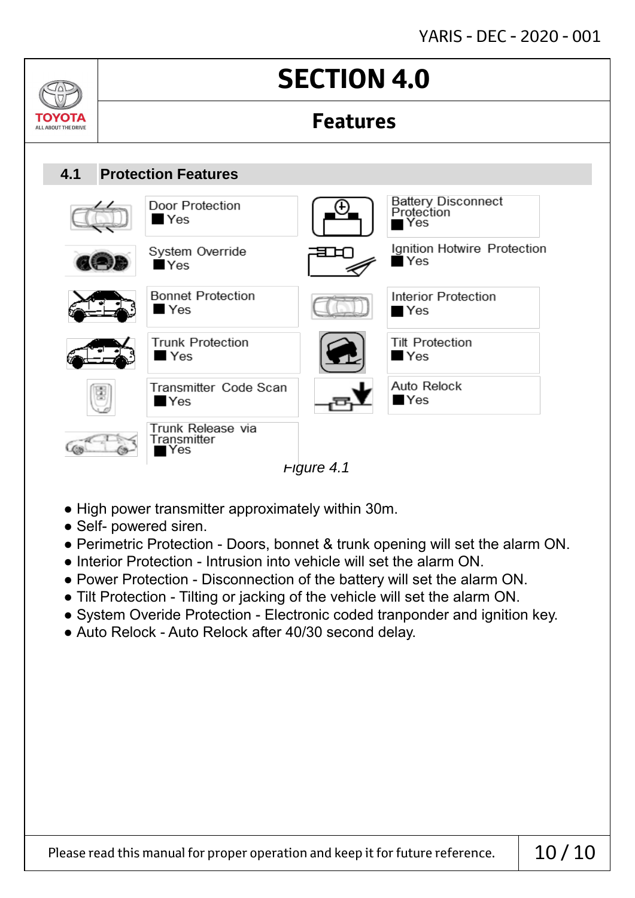# SECTION 4.0

## Features

### 4.1 Protection Features

Door Protection
■ Yes

Battery Disconnect Protection
■ Yes

System Override
■ Yes

Ignition Hotwire Protection
■ Yes

Bonnet Protection
■ Yes

Interior Protection
■ Yes

Trunk Protection
■ Yes

Tilt Protection
■ Yes

Transmitter Code Scan
■ Yes

Auto Relock
■ Yes

Trunk Release via Transmitter
■ Yes

*Figure 4.1*

- High power transmitter approximately within 30m.
- Self- powered siren.
- Perimetric Protection - Doors, bonnet & trunk opening will set the alarm ON.
- Interior Protection - Intrusion into vehicle will set the alarm ON.
- Power Protection - Disconnection of the battery will set the alarm ON.
- Tilt Protection - Tilting or jacking of the vehicle will set the alarm ON.
- System Overide Protection - Electronic coded tranponder and ignition key.
- Auto Relock - Auto Relock after 40/30 second delay.

Please read this manual for proper operation and keep it for future reference.